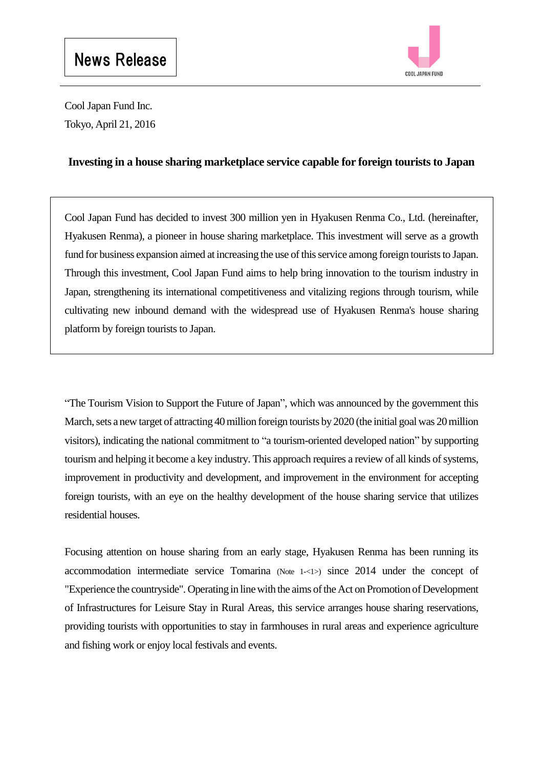News Release

Cool Japan Fund Inc.

Tokyo, April 21, 2016

## Investing in a house sharing marketplace service capable for foreign tourists to Japan

Cool Japan Fund has decided to invest 300 million yen in Hyakusen Renma Co., Ltd. (hereinafter, Hyakusen Renma), a pioneer in house sharing marketplace. This investment will serve as a growth fund for business expansion aimed at increasing the use of this service among foreign tourists to Japan. Through this investment, Cool Japan Fund aims to help bring innovation to the tourism industry in Japan, strengthening its international competitiveness and vitalizing regions through tourism, while cultivating new inbound demand with the widespread use of Hyakusen Renma's house sharing platform by foreign tourists to Japan.

"The Tourism Vision to Support the Future of Japan", which was announced by the government this March, sets a new target of attracting 40 million foreign tourists by 2020 (the initial goal was 20 million visitors), indicating the national commitment to "a tourism-oriented developed nation" by supporting tourism and helping it become a key industry. This approach requires a review of all kinds of systems, improvement in productivity and development, and improvement in the environment for accepting foreign tourists, with an eye on the healthy development of the house sharing service that utilizes residential houses.

Focusing attention on house sharing from an early stage, Hyakusen Renma has been running its accommodation intermediate service Tomarina (Note 1-<1>) since 2014 under the concept of "Experience the countryside". Operating in line with the aims of the Act on Promotion of Development of Infrastructures for Leisure Stay in Rural Areas, this service arranges house sharing reservations, providing tourists with opportunities to stay in farmhouses in rural areas and experience agriculture and fishing work or enjoy local festivals and events.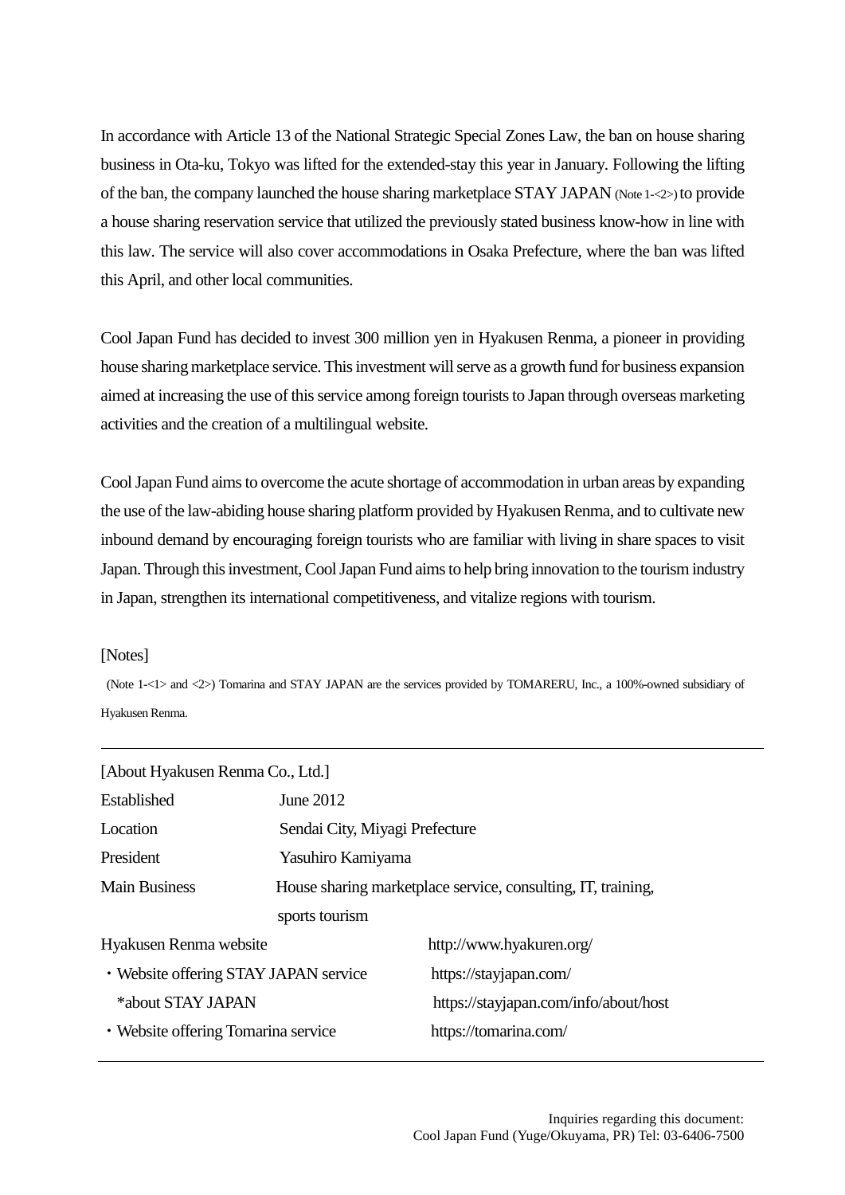In accordance with Article 13 of the National Strategic Special Zones Law, the ban on house sharing business in Ota-ku, Tokyo was lifted for the extended-stay this year in January. Following the lifting of the ban, the company launched the house sharing marketplace STAY JAPAN (Note 1-<2>) to provide a house sharing reservation service that utilized the previously stated business know-how in line with this law. The service will also cover accommodations in Osaka Prefecture, where the ban was lifted this April, and other local communities.

Cool Japan Fund has decided to invest 300 million yen in Hyakusen Renma, a pioneer in providing house sharing marketplace service. This investment will serve as a growth fund for business expansion aimed at increasing the use of this service among foreign tourists to Japan through overseas marketing activities and the creation of a multilingual website.

Cool Japan Fund aims to overcome the acute shortage of accommodation in urban areas by expanding the use of the law-abiding house sharing platform provided by Hyakusen Renma, and to cultivate new inbound demand by encouraging foreign tourists who are familiar with living in share spaces to visit Japan. Through this investment, Cool Japan Fund aims to help bring innovation to the tourism industry in Japan, strengthen its international competitiveness, and vitalize regions with tourism.

[Notes]

(Note 1-<1> and <2>) Tomarina and STAY JAPAN are the services provided by TOMARERU, Inc., a 100%-owned subsidiary of Hyakusen Renma.

---

[About Hyakusen Renma Co., Ltd.]

| | |
|---|---|
| Established | June 2012 |
| Location | Sendai City, Miyagi Prefecture |
| President | Yasuhiro Kamiyama |
| Main Business | House sharing marketplace service, consulting, IT, training, sports tourism |

| | |
|---|---|
| Hyakusen Renma website | http://www.hyakuren.org/ |
| ・Website offering STAY JAPAN service | https://stayjapan.com/ |
| *about STAY JAPAN | https://stayjapan.com/info/about/host |
| ・Website offering Tomarina service | https://tomarina.com/ |

---

Inquiries regarding this document:
Cool Japan Fund (Yuge/Okuyama, PR) Tel: 03-6406-7500